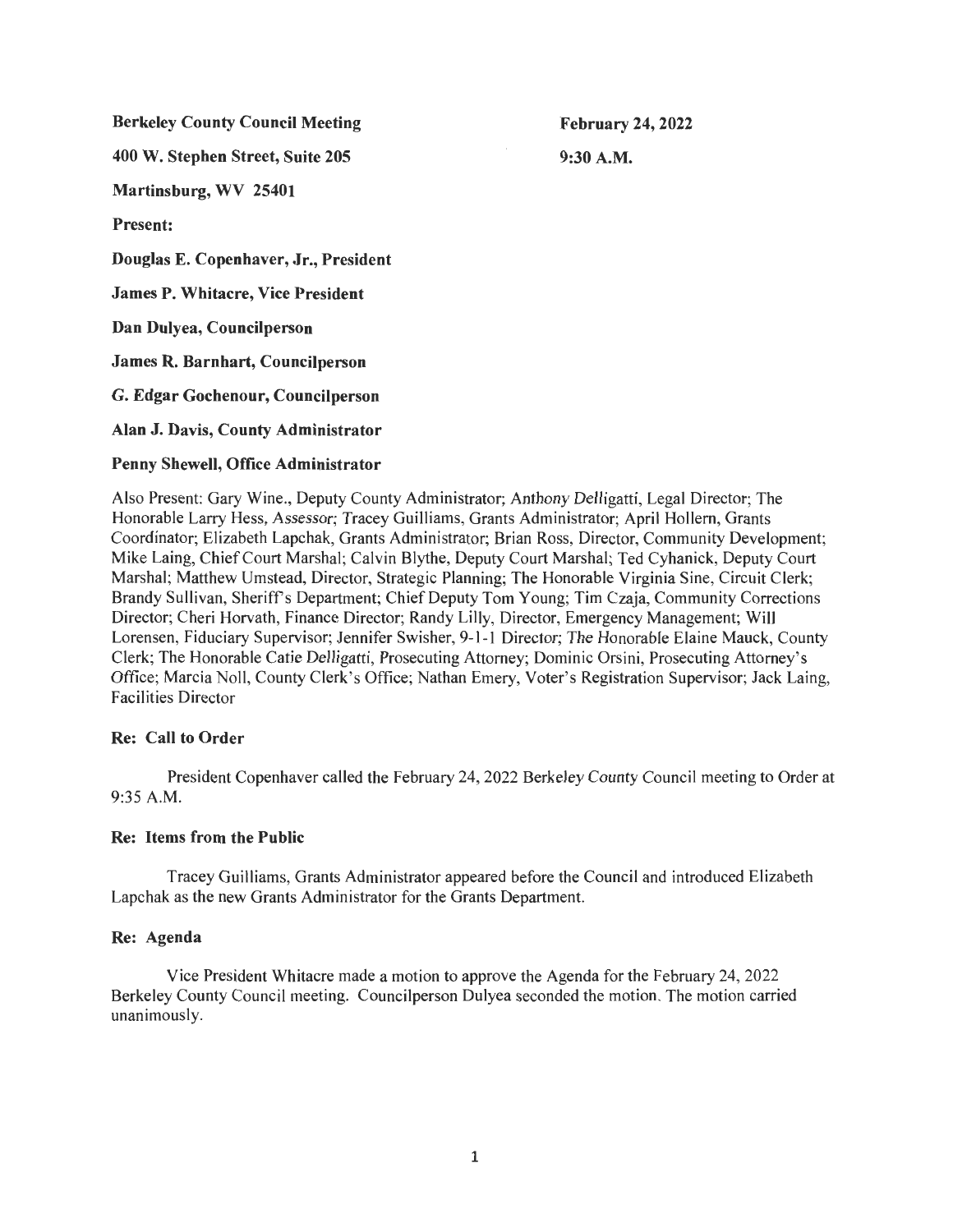**Berkeley County Council Meeting**

**February 24, 2022**

**400 W. Stephen Street, Suite 205**

**9:30 A.M.**

**Martinsburg, WV 25401**

**Present:**

**Douglas E. Copenhaver, Jr., President**

**James P. Whitacre, Vice President**

**Dan Dulyea, Councilperson**

**James R. Barnhart, Councilperson**

**G. Edgar Gochenour, Councilperson**

**Alan J. Davis, County Administrator**

**Penny Shewell, Office Administrator**

Also Present: Gary Wine., Deputy County Administrator; Anthony Delligatti, Legal Director; The Honorable Larry Hess, Assessor; Tracey Guilliams, Grants Administrator; April Hollern, Grants Coordinator; Elizabeth Lapchak, Grants Administrator; Brian Ross, Director, Community Development; Mike Laing, Chief Court Marshal; Calvin Blythe, Deputy Court Marshal; Ted Cyhanick, Deputy Court Marshal; Matthew Umstead, Director, Strategic Planning; The Honorable Virginia Sine, Circuit Clerk; Brandy Sullivan, Sheriff's Department; Chief Deputy Tom Young; Tim Czaja, Community Corrections Director; Cheri Horvath, Finance Director; Randy Lilly, Director, Emergency Management; Will Lorensen, Fiduciary Supervisor; Jennifer Swisher, 9-1-1 Director; The Honorable Elaine Mauck, County Clerk; The Honorable Catie Delligatti, Prosecuting Attorney; Dominic Orsini, Prosecuting Attorney's Office; Marcia Noll, County Clerk's Office; Nathan Emery, Voter's Registration Supervisor; Jack Laing, Facilities Director

**Re: Call to Order**

President Copenhaver called the February 24, 2022 Berkeley County Council meeting to Order at 9:35 A.M.

**Re: Items from the Public**

Tracey Guilliams, Grants Administrator appeared before the Council and introduced Elizabeth Lapchak as the new Grants Administrator for the Grants Department.

**Re: Agenda**

Vice President Whitacre made a motion to approve the Agenda for the February 24, 2022 Berkeley County Council meeting. Councilperson Dulyea seconded the motion. The motion carried unanimously.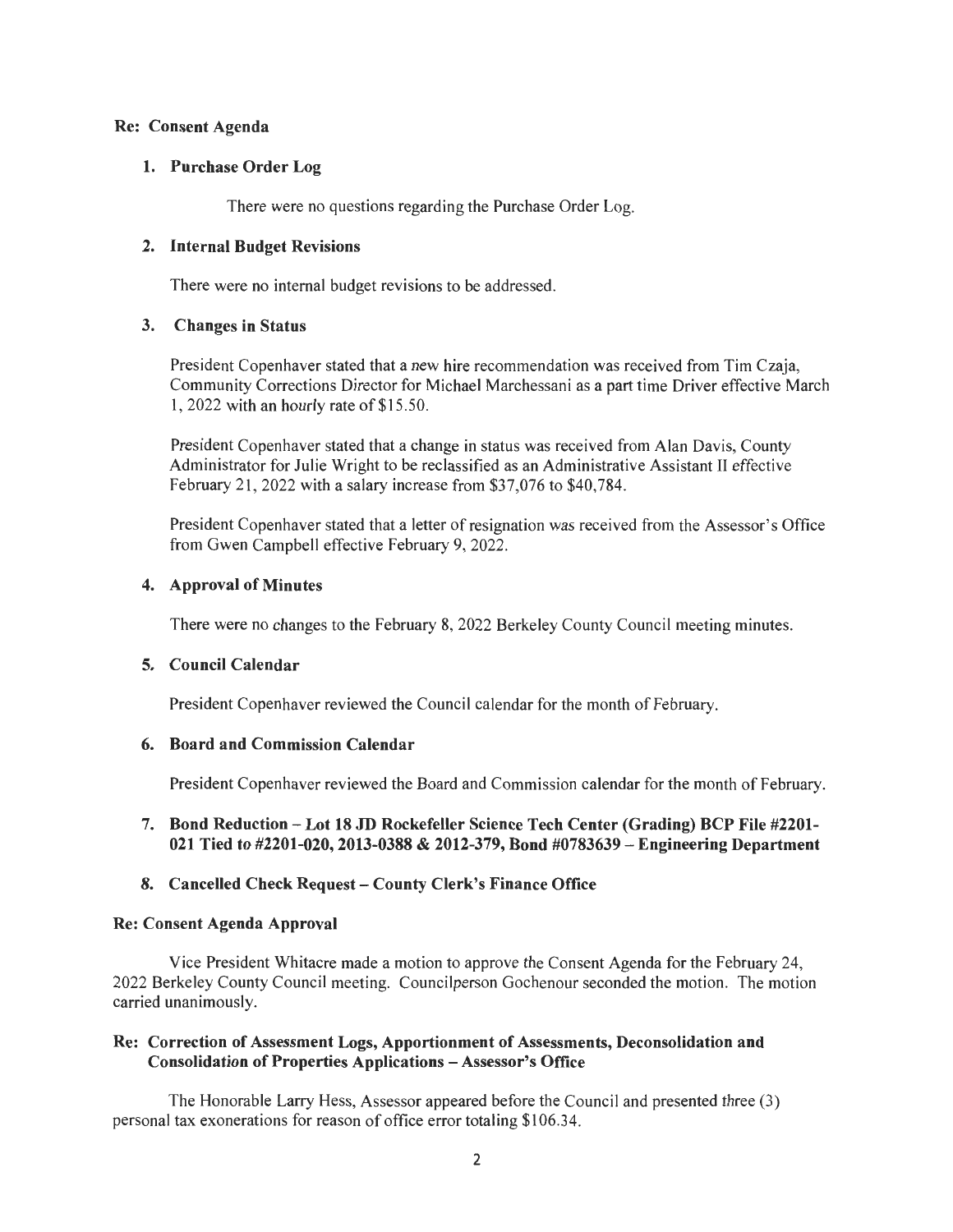**Re: Consent Agenda**

1. **Purchase Order Log**

    There were no questions regarding the Purchase Order Log.

2. **Internal Budget Revisions**

    There were no internal budget revisions to be addressed.

3. **Changes in Status**

    President Copenhaver stated that a new hire recommendation was received from Tim Czaja, Community Corrections Director for Michael Marchessani as a part time Driver effective March 1, 2022 with an hourly rate of $15.50.

    President Copenhaver stated that a change in status was received from Alan Davis, County Administrator for Julie Wright to be reclassified as an Administrative Assistant II effective February 21, 2022 with a salary increase from $37,076 to $40,784.

    President Copenhaver stated that a letter of resignation was received from the Assessor's Office from Gwen Campbell effective February 9, 2022.

4. **Approval of Minutes**

    There were no changes to the February 8, 2022 Berkeley County Council meeting minutes.

5. **Council Calendar**

    President Copenhaver reviewed the Council calendar for the month of February.

6. **Board and Commission Calendar**

    President Copenhaver reviewed the Board and Commission calendar for the month of February.

7. **Bond Reduction – Lot 18 JD Rockefeller Science Tech Center (Grading) BCP File #2201-021 Tied to #2201-020, 2013-0388 & 2012-379, Bond #0783639 – Engineering Department**

8. **Cancelled Check Request – County Clerk's Finance Office**

**Re: Consent Agenda Approval**

Vice President Whitacre made a motion to approve the Consent Agenda for the February 24, 2022 Berkeley County Council meeting. Councilperson Gochenour seconded the motion. The motion carried unanimously.

**Re: Correction of Assessment Logs, Apportionment of Assessments, Deconsolidation and Consolidation of Properties Applications – Assessor's Office**

The Honorable Larry Hess, Assessor appeared before the Council and presented three (3) personal tax exonerations for reason of office error totaling $106.34.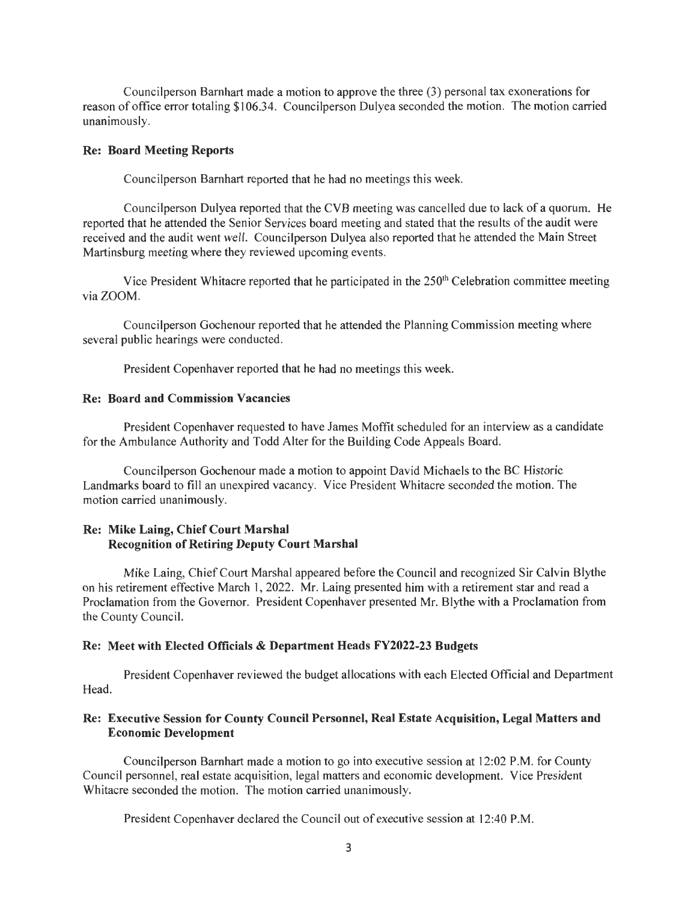Councilperson Barnhart made a motion to approve the three (3) personal tax exonerations for reason of office error totaling $106.34. Councilperson Dulyea seconded the motion. The motion carried unanimously.

**Re: Board Meeting Reports**

Councilperson Barnhart reported that he had no meetings this week.

Councilperson Dulyea reported that the CVB meeting was cancelled due to lack of a quorum. He reported that he attended the Senior Services board meeting and stated that the results of the audit were received and the audit went well. Councilperson Dulyea also reported that he attended the Main Street Martinsburg meeting where they reviewed upcoming events.

Vice President Whitacre reported that he participated in the 250th Celebration committee meeting via ZOOM.

Councilperson Gochenour reported that he attended the Planning Commission meeting where several public hearings were conducted.

President Copenhaver reported that he had no meetings this week.

**Re: Board and Commission Vacancies**

President Copenhaver requested to have James Moffit scheduled for an interview as a candidate for the Ambulance Authority and Todd Alter for the Building Code Appeals Board.

Councilperson Gochenour made a motion to appoint David Michaels to the BC Historic Landmarks board to fill an unexpired vacancy. Vice President Whitacre seconded the motion. The motion carried unanimously.

**Re: Mike Laing, Chief Court Marshal**
**Recognition of Retiring Deputy Court Marshal**

Mike Laing, Chief Court Marshal appeared before the Council and recognized Sir Calvin Blythe on his retirement effective March 1, 2022. Mr. Laing presented him with a retirement star and read a Proclamation from the Governor. President Copenhaver presented Mr. Blythe with a Proclamation from the County Council.

**Re: Meet with Elected Officials & Department Heads FY2022-23 Budgets**

President Copenhaver reviewed the budget allocations with each Elected Official and Department Head.

**Re: Executive Session for County Council Personnel, Real Estate Acquisition, Legal Matters and Economic Development**

Councilperson Barnhart made a motion to go into executive session at 12:02 P.M. for County Council personnel, real estate acquisition, legal matters and economic development. Vice President Whitacre seconded the motion. The motion carried unanimously.

President Copenhaver declared the Council out of executive session at 12:40 P.M.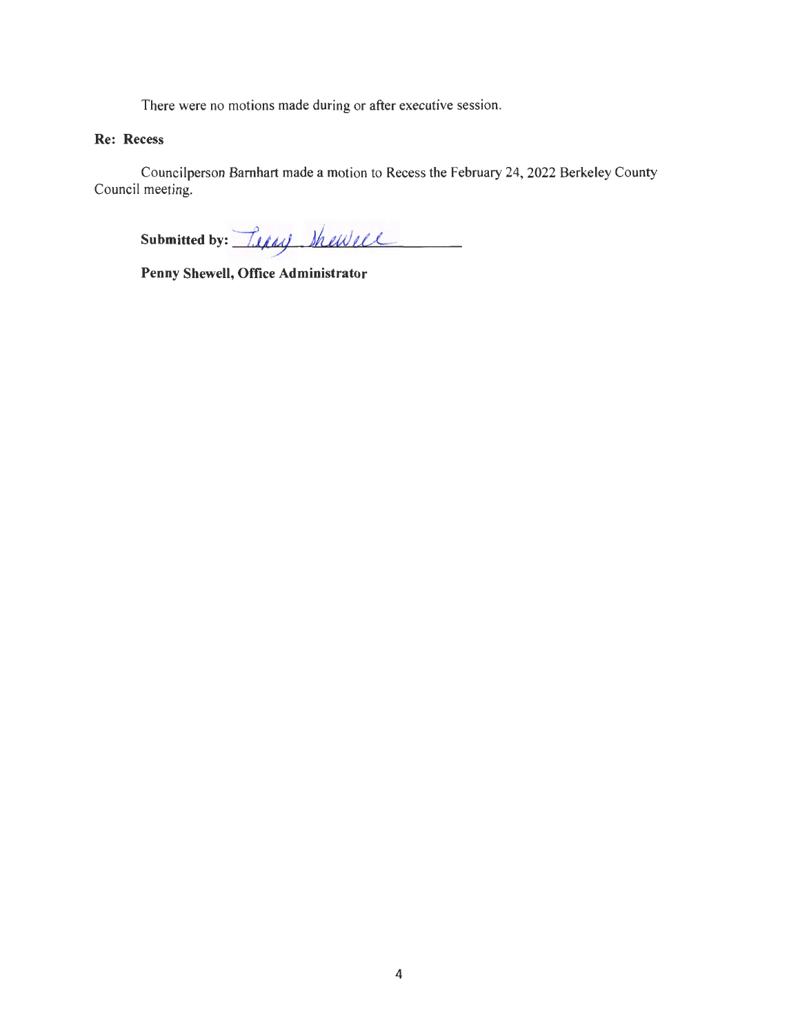There were no motions made during or after executive session.

**Re: Recess**

Councilperson Barnhart made a motion to Recess the February 24, 2022 Berkeley County Council meeting.

**Submitted by:** Penny Shewell

**Penny Shewell, Office Administrator**